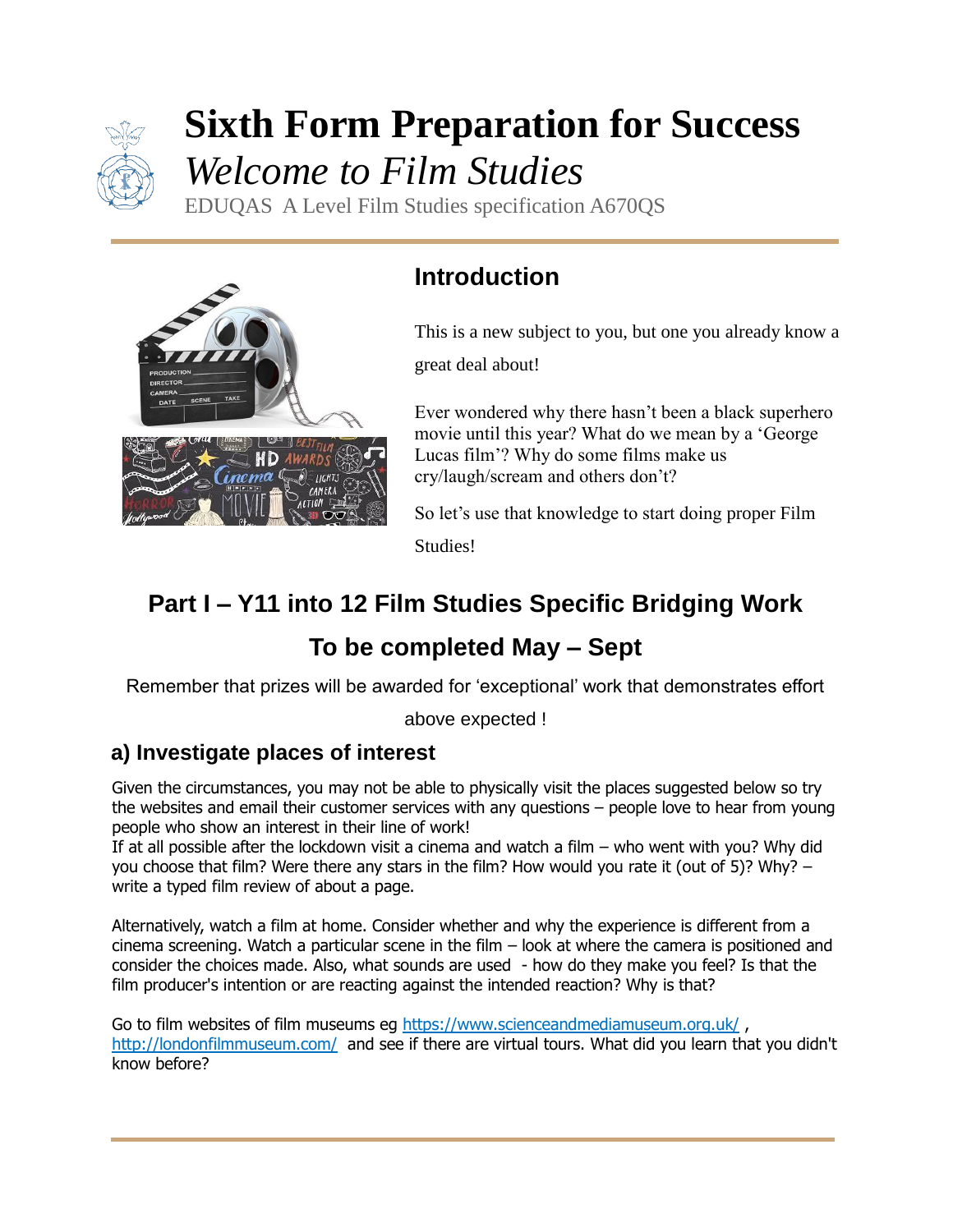# Sixth Form Preparation for Success

## *Welcome to Film Studies*

EDUQAS A Level Film Studies specification A670QS

## Introduction

This is a new subject to you, but one you already know a great deal about!

Ever wondered why there hasn't been a black superhero movie until this year? What do we mean by a 'George Lucas film'? Why do some films make us cry/laugh/scream and others don't?

So let's use that knowledge to start doing proper Film Studies!

## Part I – Y11 into 12 Film Studies Specific Bridging Work

## To be completed May – Sept

Remember that prizes will be awarded for 'exceptional' work that demonstrates effort above expected !

### a) Investigate places of interest

Given the circumstances, you may not be able to physically visit the places suggested below so try the websites and email their customer services with any questions – people love to hear from young people who show an interest in their line of work!

If at all possible after the lockdown visit a cinema and watch a film – who went with you? Why did you choose that film? Were there any stars in the film? How would you rate it (out of 5)? Why? – write a typed film review of about a page.

Alternatively, watch a film at home. Consider whether and why the experience is different from a cinema screening. Watch a particular scene in the film – look at where the camera is positioned and consider the choices made. Also, what sounds are used - how do they make you feel? Is that the film producer's intention or are reacting against the intended reaction? Why is that?

Go to film websites of film museums eg https://www.scienceandmediamuseum.org.uk/ , http://londonfilmmuseum.com/ and see if there are virtual tours. What did you learn that you didn't know before?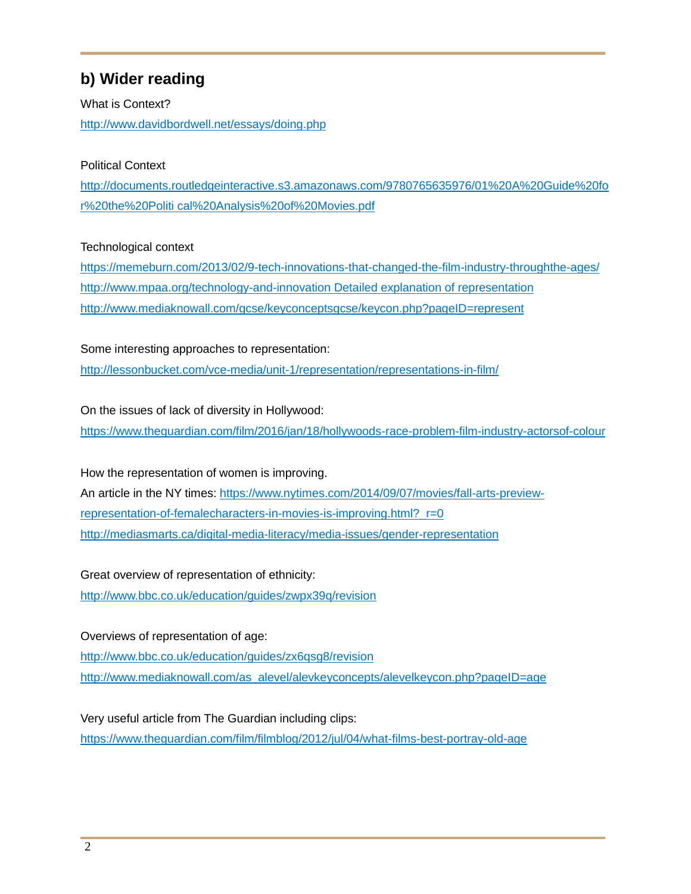## b) Wider reading

What is Context?

http://www.davidbordwell.net/essays/doing.php

Political Context

http://documents.routledgeinteractive.s3.amazonaws.com/9780765635976/01%20A%20Guide%20for%20the%20Politi cal%20Analysis%20of%20Movies.pdf

Technological context

https://memeburn.com/2013/02/9-tech-innovations-that-changed-the-film-industry-throughthe-ages/

http://www.mpaa.org/technology-and-innovation Detailed explanation of representation

http://www.mediaknowall.com/gcse/keyconceptsgcse/keycon.php?pageID=represent

Some interesting approaches to representation:

http://lessonbucket.com/vce-media/unit-1/representation/representations-in-film/

On the issues of lack of diversity in Hollywood:

https://www.theguardian.com/film/2016/jan/18/hollywoods-race-problem-film-industry-actorsof-colour

How the representation of women is improving.

An article in the NY times: https://www.nytimes.com/2014/09/07/movies/fall-arts-preview-representation-of-femalecharacters-in-movies-is-improving.html?_r=0

http://mediasmarts.ca/digital-media-literacy/media-issues/gender-representation

Great overview of representation of ethnicity:

http://www.bbc.co.uk/education/guides/zwpx39q/revision

Overviews of representation of age:

http://www.bbc.co.uk/education/guides/zx6qsg8/revision

http://www.mediaknowall.com/as_alevel/alevkeyconcepts/alevelkeycon.php?pageID=age

Very useful article from The Guardian including clips:

https://www.theguardian.com/film/filmblog/2012/jul/04/what-films-best-portray-old-age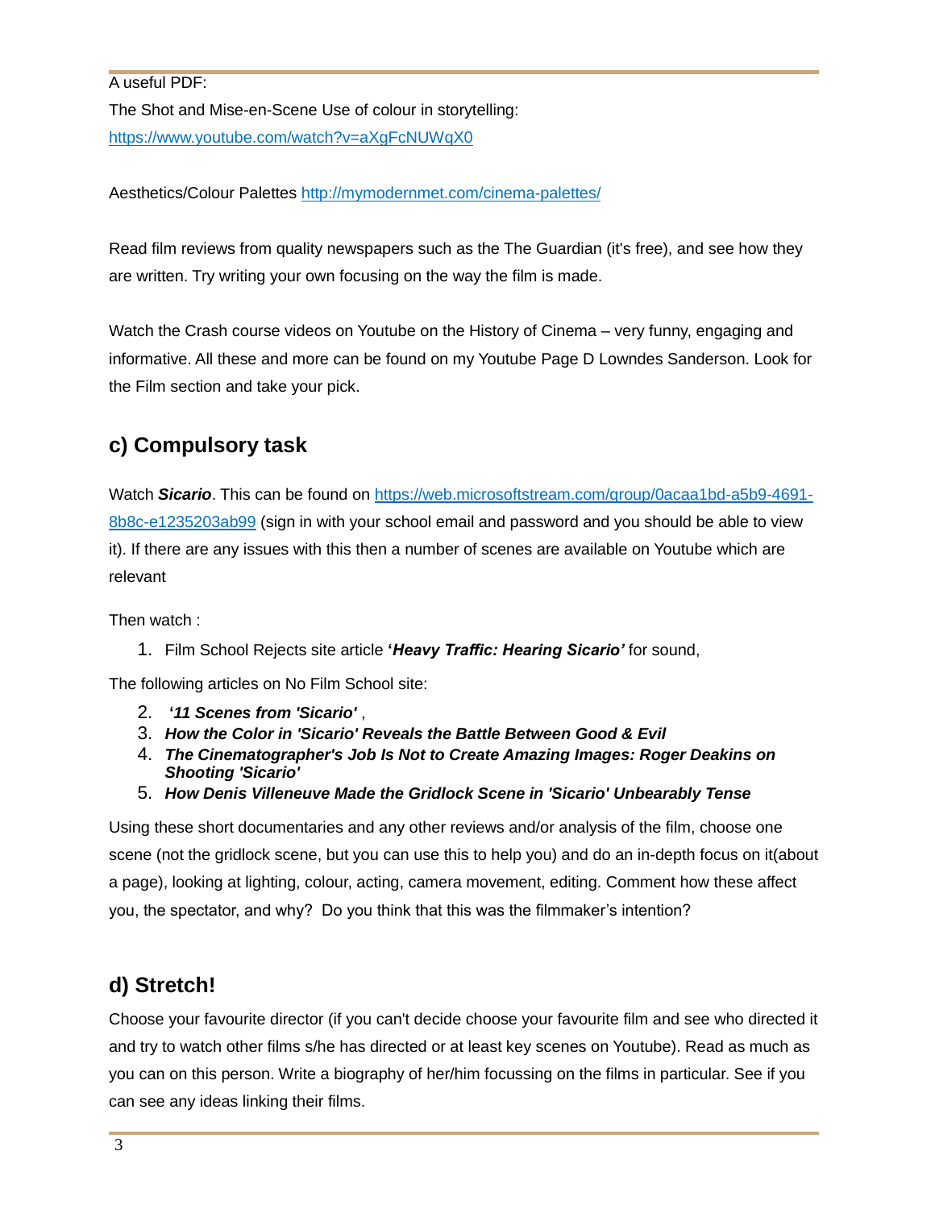A useful PDF:

The Shot and Mise-en-Scene Use of colour in storytelling:
https://www.youtube.com/watch?v=aXgFcNUWqX0

Aesthetics/Colour Palettes http://mymodernmet.com/cinema-palettes/

Read film reviews from quality newspapers such as the The Guardian (it's free), and see how they are written. Try writing your own focusing on the way the film is made.

Watch the Crash course videos on Youtube on the History of Cinema – very funny, engaging and informative. All these and more can be found on my Youtube Page D Lowndes Sanderson. Look for the Film section and take your pick.

## c) Compulsory task

Watch ***Sicario***. This can be found on https://web.microsoftstream.com/group/0acaa1bd-a5b9-4691-8b8c-e1235203ab99 (sign in with your school email and password and you should be able to view it). If there are any issues with this then a number of scenes are available on Youtube which are relevant

Then watch :

1. Film School Rejects site article **'*Heavy Traffic: Hearing Sicario'*** for sound,

The following articles on No Film School site:

2. **'*11 Scenes from 'Sicario'*** ,
3. ***How the Color in 'Sicario' Reveals the Battle Between Good & Evil***
4. ***The Cinematographer's Job Is Not to Create Amazing Images: Roger Deakins on Shooting 'Sicario'***
5. ***How Denis Villeneuve Made the Gridlock Scene in 'Sicario' Unbearably Tense***

Using these short documentaries and any other reviews and/or analysis of the film, choose one scene (not the gridlock scene, but you can use this to help you) and do an in-depth focus on it(about a page), looking at lighting, colour, acting, camera movement, editing. Comment how these affect you, the spectator, and why? Do you think that this was the filmmaker's intention?

## d) Stretch!

Choose your favourite director (if you can't decide choose your favourite film and see who directed it and try to watch other films s/he has directed or at least key scenes on Youtube). Read as much as you can on this person. Write a biography of her/him focussing on the films in particular. See if you can see any ideas linking their films.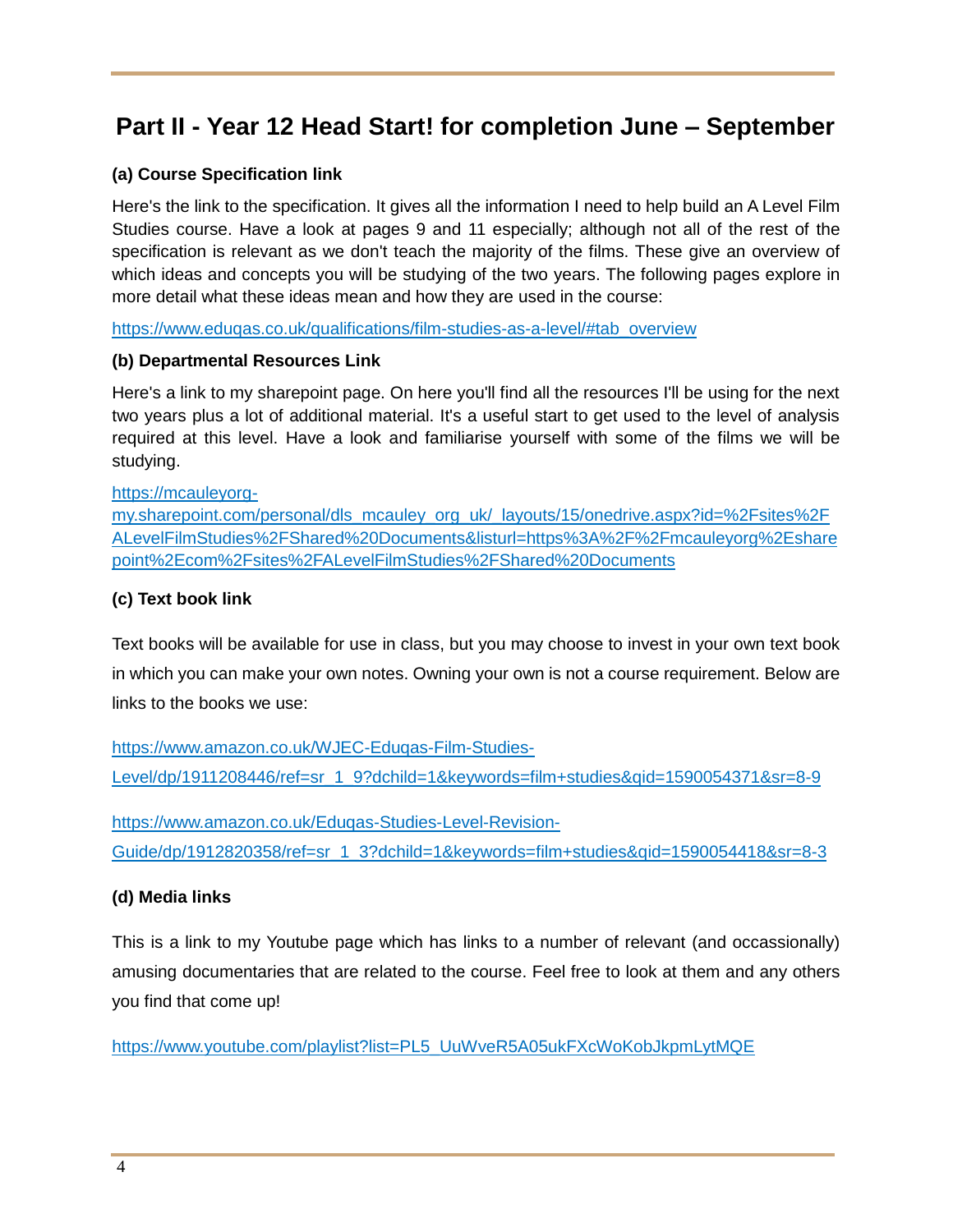# Part II - Year 12 Head Start! for completion June – September

### (a) Course Specification link

Here's the link to the specification. It gives all the information I need to help build an A Level Film Studies course. Have a look at pages 9 and 11 especially; although not all of the rest of the specification is relevant as we don't teach the majority of the films. These give an overview of which ideas and concepts you will be studying of the two years. The following pages explore in more detail what these ideas mean and how they are used in the course:

https://www.eduqas.co.uk/qualifications/film-studies-as-a-level/#tab_overview

### (b) Departmental Resources Link

Here's a link to my sharepoint page. On here you'll find all the resources I'll be using for the next two years plus a lot of additional material. It's a useful start to get used to the level of analysis required at this level. Have a look and familiarise yourself with some of the films we will be studying.

https://mcauleyorg-my.sharepoint.com/personal/dls_mcauley_org_uk/_layouts/15/onedrive.aspx?id=%2Fsites%2FALevelFilmStudies%2FShared%20Documents&listurl=https%3A%2F%2Fmcauleyorg%2Esharepoint%2Ecom%2Fsites%2FALevelFilmStudies%2FShared%20Documents

### (c) Text book link

Text books will be available for use in class, but you may choose to invest in your own text book in which you can make your own notes. Owning your own is not a course requirement. Below are links to the books we use:

https://www.amazon.co.uk/WJEC-Eduqas-Film-Studies-Level/dp/1911208446/ref=sr_1_9?dchild=1&keywords=film+studies&qid=1590054371&sr=8-9

https://www.amazon.co.uk/Eduqas-Studies-Level-Revision-Guide/dp/1912820358/ref=sr_1_3?dchild=1&keywords=film+studies&qid=1590054418&sr=8-3

### (d) Media links

This is a link to my Youtube page which has links to a number of relevant (and occassionally) amusing documentaries that are related to the course. Feel free to look at them and any others you find that come up!

https://www.youtube.com/playlist?list=PL5_UuWveR5A05ukFXcWoKobJkpmLytMQE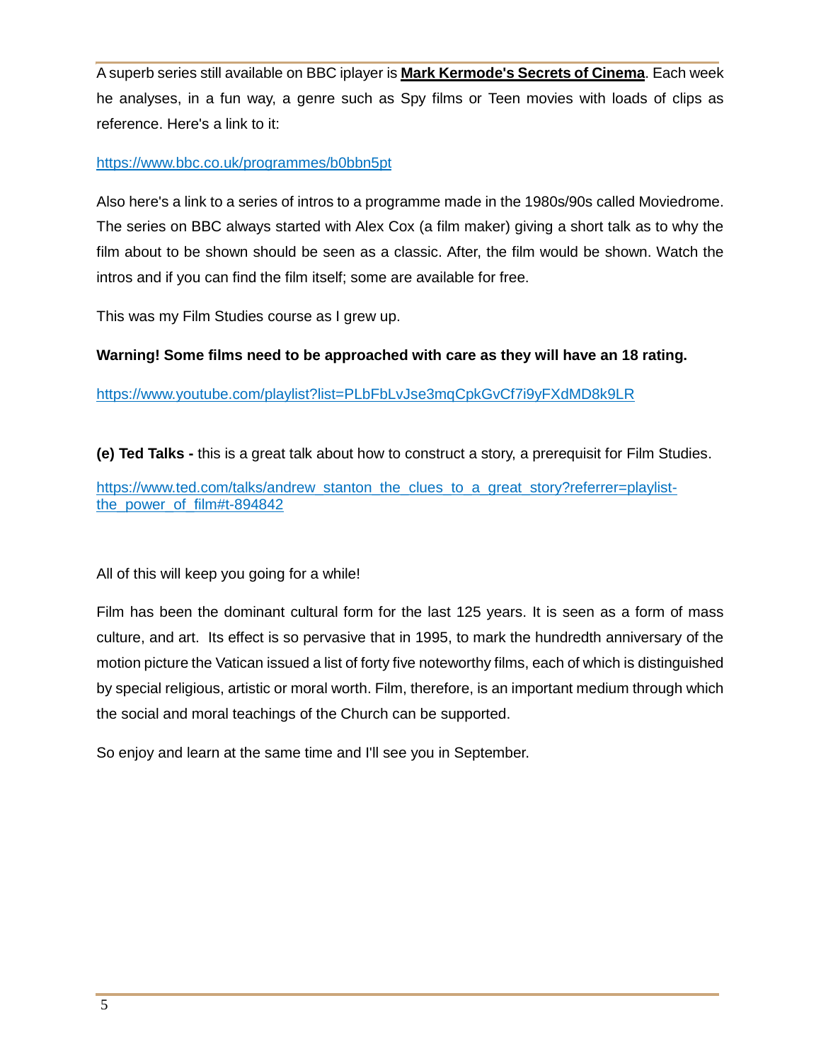A superb series still available on BBC iplayer is **Mark Kermode's Secrets of Cinema**. Each week he analyses, in a fun way, a genre such as Spy films or Teen movies with loads of clips as reference. Here's a link to it:

https://www.bbc.co.uk/programmes/b0bbn5pt

Also here's a link to a series of intros to a programme made in the 1980s/90s called Moviedrome. The series on BBC always started with Alex Cox (a film maker) giving a short talk as to why the film about to be shown should be seen as a classic. After, the film would be shown. Watch the intros and if you can find the film itself; some are available for free.

This was my Film Studies course as I grew up.

**Warning! Some films need to be approached with care as they will have an 18 rating.**

https://www.youtube.com/playlist?list=PLbFbLvJse3mqCpkGvCf7i9yFXdMD8k9LR

**(e) Ted Talks -** this is a great talk about how to construct a story, a prerequisit for Film Studies.

https://www.ted.com/talks/andrew_stanton_the_clues_to_a_great_story?referrer=playlist-the_power_of_film#t-894842

All of this will keep you going for a while!

Film has been the dominant cultural form for the last 125 years. It is seen as a form of mass culture, and art. Its effect is so pervasive that in 1995, to mark the hundredth anniversary of the motion picture the Vatican issued a list of forty five noteworthy films, each of which is distinguished by special religious, artistic or moral worth. Film, therefore, is an important medium through which the social and moral teachings of the Church can be supported.

So enjoy and learn at the same time and I'll see you in September.